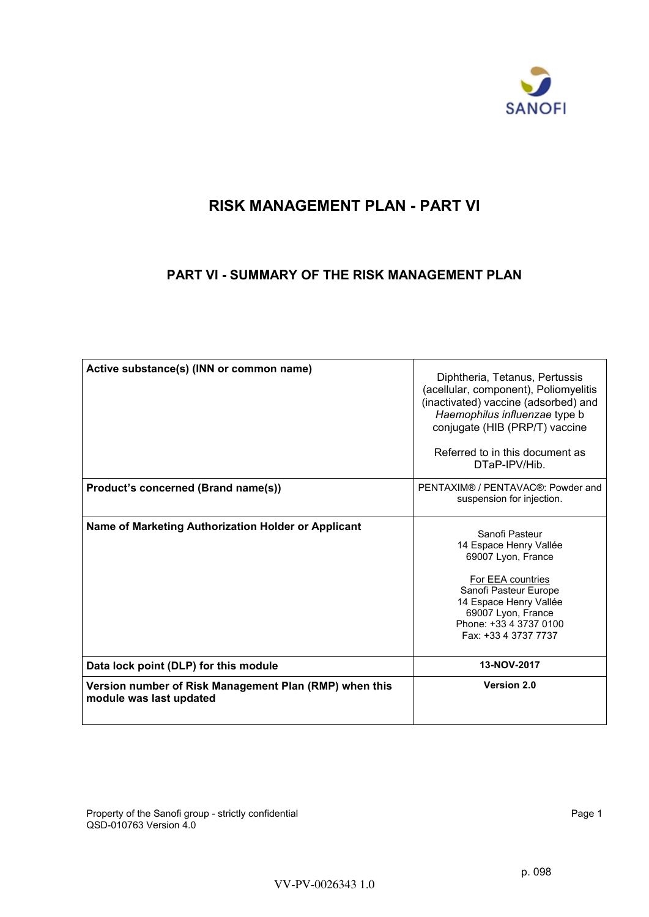# RISK MANAGEMENT PLAN - PART VI

## PART VI - SUMMARY OF THE RISK MANAGEMENT PLAN

| Active substance(s) (INN or common name) | Diphtheria, Tetanus, Pertussis (acellular, component), Poliomyelitis (inactivated) vaccine (adsorbed) and *Haemophilus influenzae* type b conjugate (HIB (PRP/T) vaccine<br><br>Referred to in this document as DTaP-IPV/Hib. |
|---|---|
| **Product's concerned (Brand name(s))** | PENTAXIM® / PENTAVAC®: Powder and suspension for injection. |
| **Name of Marketing Authorization Holder or Applicant** | Sanofi Pasteur<br>14 Espace Henry Vallée<br>69007 Lyon, France<br><br>For EEA countries<br>Sanofi Pasteur Europe<br>14 Espace Henry Vallée<br>69007 Lyon, France<br>Phone: +33 4 3737 0100<br>Fax: +33 4 3737 7737 |
| **Data lock point (DLP) for this module** | **13-NOV-2017** |
| **Version number of Risk Management Plan (RMP) when this module was last updated** | **Version 2.0** |

Property of the Sanofi group - strictly confidential
QSD-010763 Version 4.0

VV-PV-0026343 1.0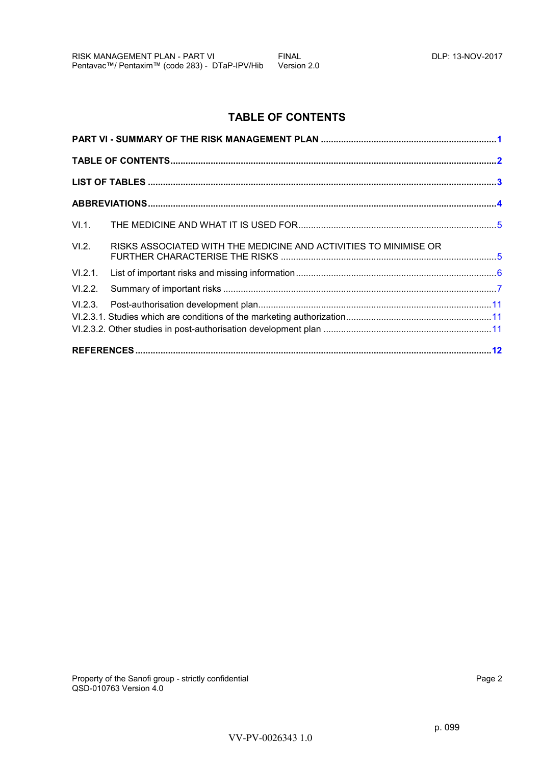# TABLE OF CONTENTS

**PART VI - SUMMARY OF THE RISK MANAGEMENT PLAN** .......... 1

**TABLE OF CONTENTS** .......... 2

**LIST OF TABLES** .......... 3

**ABBREVIATIONS** .......... 4

VI.1. THE MEDICINE AND WHAT IT IS USED FOR .......... 5

VI.2. RISKS ASSOCIATED WITH THE MEDICINE AND ACTIVITIES TO MINIMISE OR FURTHER CHARACTERISE THE RISKS .......... 5

VI.2.1. List of important risks and missing information .......... 6

VI.2.2. Summary of important risks .......... 7

VI.2.3. Post-authorisation development plan .......... 11

VI.2.3.1. Studies which are conditions of the marketing authorization .......... 11

VI.2.3.2. Other studies in post-authorisation development plan .......... 11

**REFERENCES** .......... 12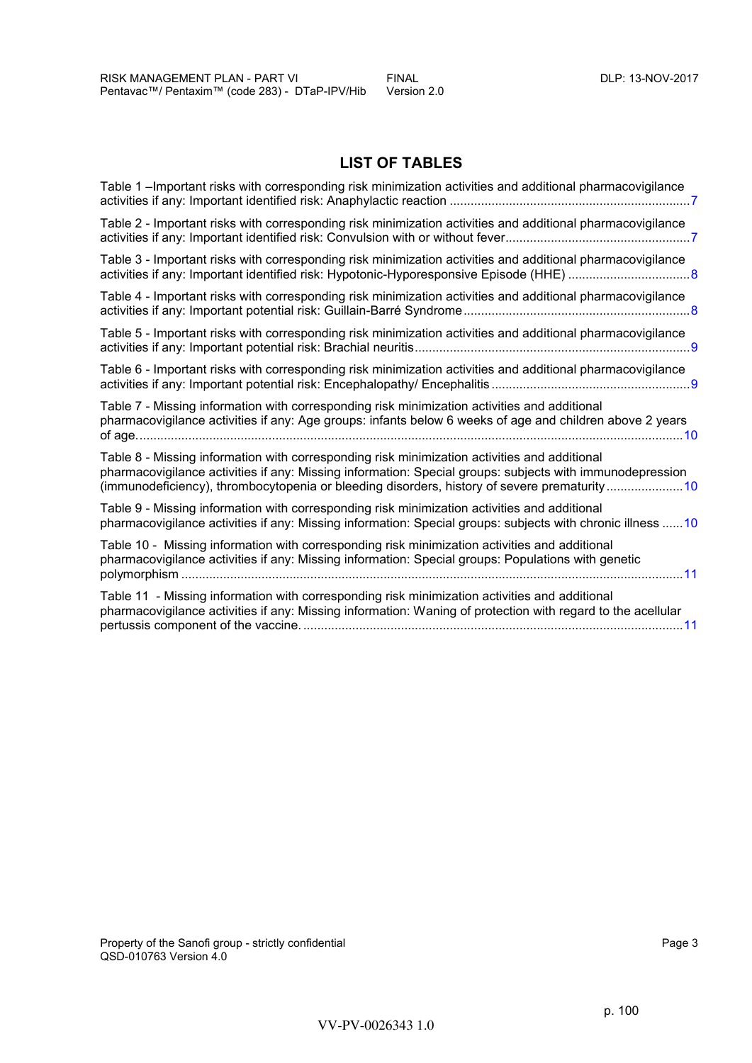## LIST OF TABLES

Table 1 –Important risks with corresponding risk minimization activities and additional pharmacovigilance activities if any: Important identified risk: Anaphylactic reaction ....................................................................7

Table 2 - Important risks with corresponding risk minimization activities and additional pharmacovigilance activities if any: Important identified risk: Convulsion with or without fever....................................................7

Table 3 - Important risks with corresponding risk minimization activities and additional pharmacovigilance activities if any: Important identified risk: Hypotonic-Hyporesponsive Episode (HHE) ..................................8

Table 4 - Important risks with corresponding risk minimization activities and additional pharmacovigilance activities if any: Important potential risk: Guillain-Barré Syndrome................................................................8

Table 5 - Important risks with corresponding risk minimization activities and additional pharmacovigilance activities if any: Important potential risk: Brachial neuritis..............................................................................9

Table 6 - Important risks with corresponding risk minimization activities and additional pharmacovigilance activities if any: Important potential risk: Encephalopathy/ Encephalitis........................................................9

Table 7 - Missing information with corresponding risk minimization activities and additional pharmacovigilance activities if any: Age groups: infants below 6 weeks of age and children above 2 years of age.........................................................................................................................................................10

Table 8 - Missing information with corresponding risk minimization activities and additional pharmacovigilance activities if any: Missing information: Special groups: subjects with immunodepression (immunodeficiency), thrombocytopenia or bleeding disorders, history of severe prematurity......................10

Table 9 - Missing information with corresponding risk minimization activities and additional pharmacovigilance activities if any: Missing information: Special groups: subjects with chronic illness ......10

Table 10 - Missing information with corresponding risk minimization activities and additional pharmacovigilance activities if any: Missing information: Special groups: Populations with genetic polymorphism ...............................................................................................................................................11

Table 11 - Missing information with corresponding risk minimization activities and additional pharmacovigilance activities if any: Missing information: Waning of protection with regard to the acellular pertussis component of the vaccine. ............................................................................................................11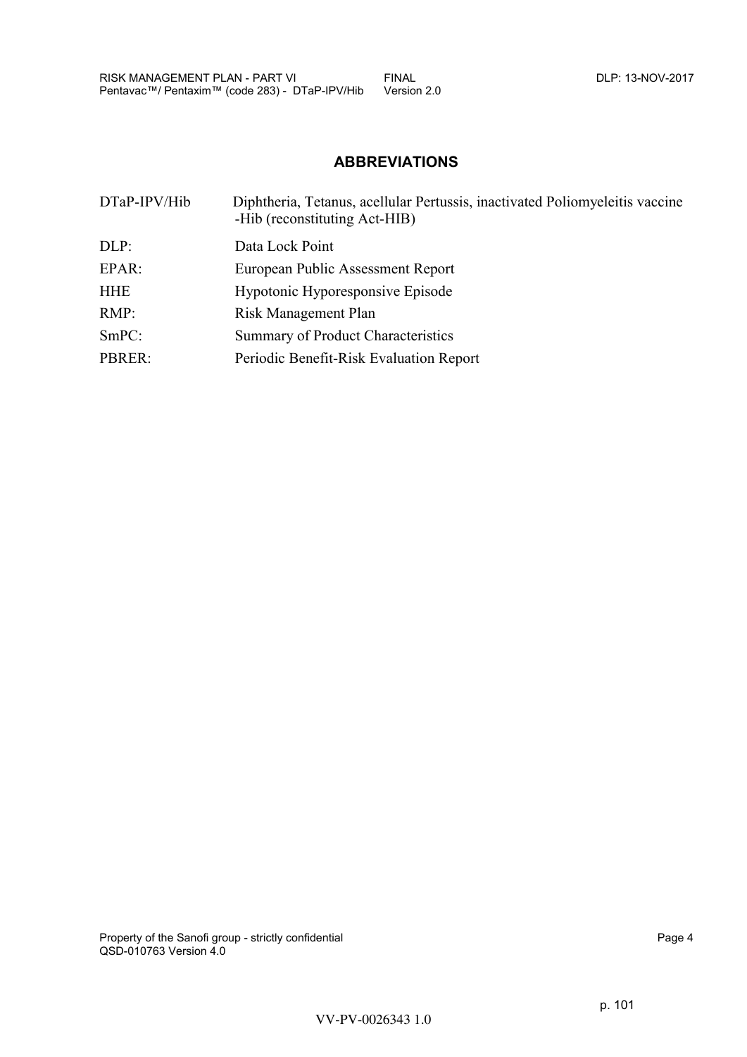## ABBREVIATIONS

| | |
|---|---|
| DTaP-IPV/Hib | Diphtheria, Tetanus, acellular Pertussis, inactivated Poliomyeleitis vaccine -Hib (reconstituting Act-HIB) |
| DLP: | Data Lock Point |
| EPAR: | European Public Assessment Report |
| HHE | Hypotonic Hyporesponsive Episode |
| RMP: | Risk Management Plan |
| SmPC: | Summary of Product Characteristics |
| PBRER: | Periodic Benefit-Risk Evaluation Report |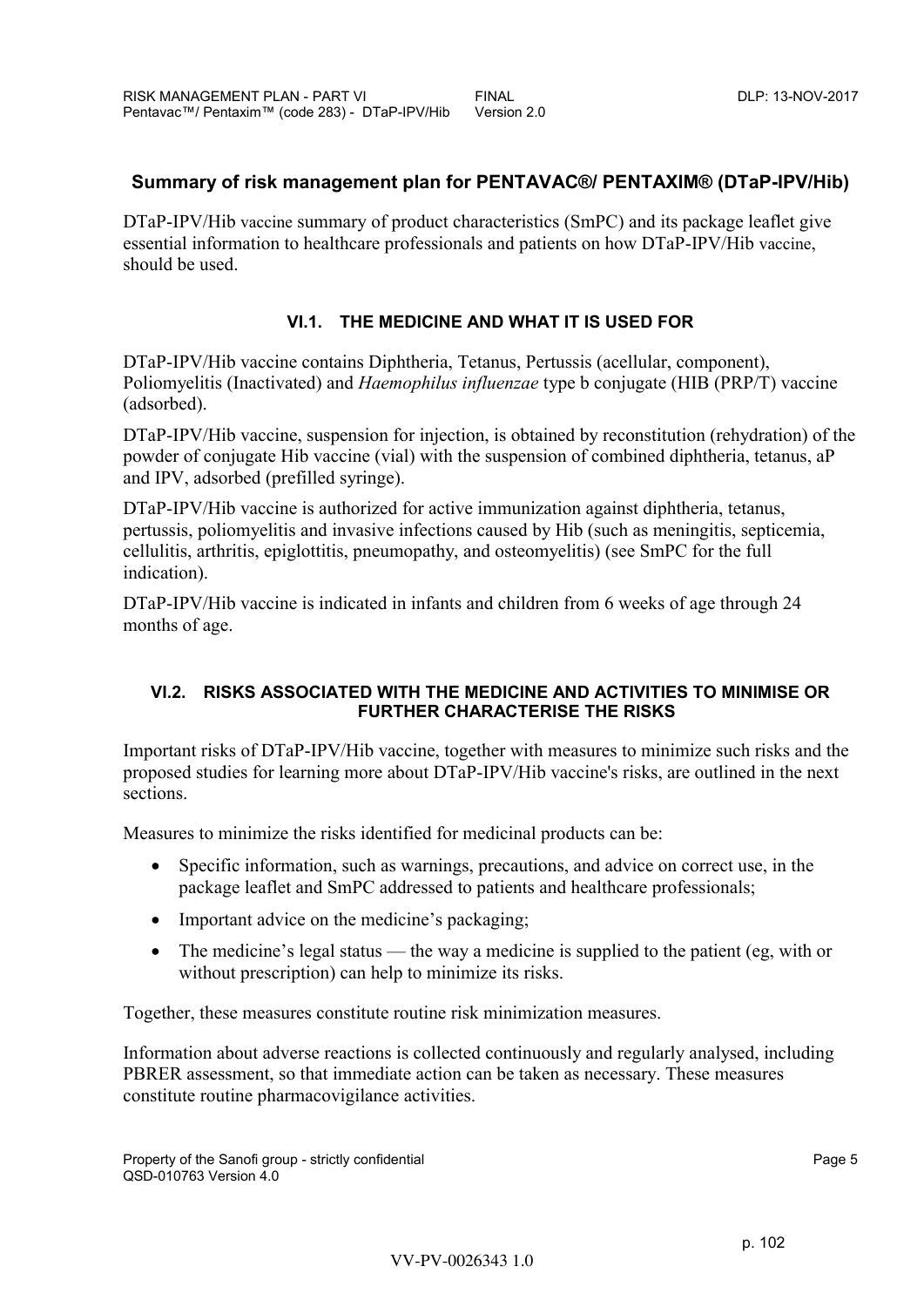## Summary of risk management plan for PENTAVAC®/ PENTAXIM® (DTaP-IPV/Hib)

DTaP-IPV/Hib vaccine summary of product characteristics (SmPC) and its package leaflet give essential information to healthcare professionals and patients on how DTaP-IPV/Hib vaccine, should be used.

### VI.1. THE MEDICINE AND WHAT IT IS USED FOR

DTaP-IPV/Hib vaccine contains Diphtheria, Tetanus, Pertussis (acellular, component), Poliomyelitis (Inactivated) and *Haemophilus influenzae* type b conjugate (HIB (PRP/T) vaccine (adsorbed).

DTaP-IPV/Hib vaccine, suspension for injection, is obtained by reconstitution (rehydration) of the powder of conjugate Hib vaccine (vial) with the suspension of combined diphtheria, tetanus, aP and IPV, adsorbed (prefilled syringe).

DTaP-IPV/Hib vaccine is authorized for active immunization against diphtheria, tetanus, pertussis, poliomyelitis and invasive infections caused by Hib (such as meningitis, septicemia, cellulitis, arthritis, epiglottitis, pneumopathy, and osteomyelitis) (see SmPC for the full indication).

DTaP-IPV/Hib vaccine is indicated in infants and children from 6 weeks of age through 24 months of age.

### VI.2. RISKS ASSOCIATED WITH THE MEDICINE AND ACTIVITIES TO MINIMISE OR FURTHER CHARACTERISE THE RISKS

Important risks of DTaP-IPV/Hib vaccine, together with measures to minimize such risks and the proposed studies for learning more about DTaP-IPV/Hib vaccine's risks, are outlined in the next sections.

Measures to minimize the risks identified for medicinal products can be:

- Specific information, such as warnings, precautions, and advice on correct use, in the package leaflet and SmPC addressed to patients and healthcare professionals;
- Important advice on the medicine's packaging;
- The medicine's legal status — the way a medicine is supplied to the patient (eg, with or without prescription) can help to minimize its risks.

Together, these measures constitute routine risk minimization measures.

Information about adverse reactions is collected continuously and regularly analysed, including PBRER assessment, so that immediate action can be taken as necessary. These measures constitute routine pharmacovigilance activities.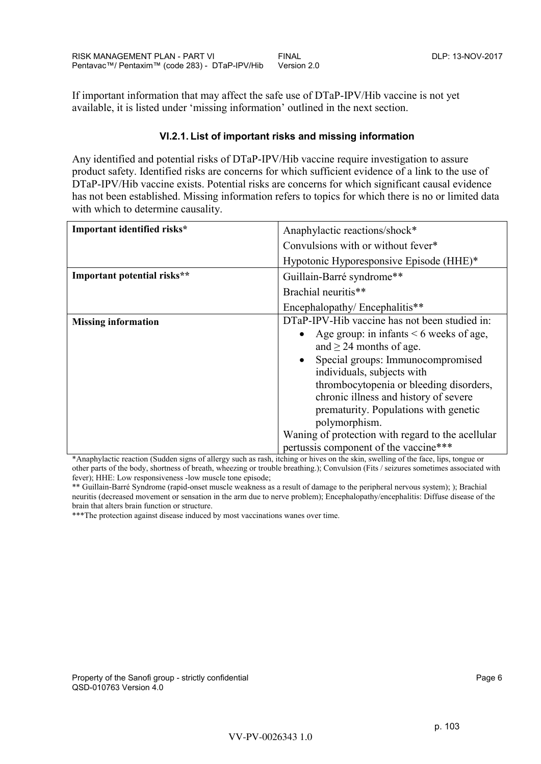If important information that may affect the safe use of DTaP-IPV/Hib vaccine is not yet available, it is listed under 'missing information' outlined in the next section.

### VI.2.1. List of important risks and missing information

Any identified and potential risks of DTaP-IPV/Hib vaccine require investigation to assure product safety. Identified risks are concerns for which sufficient evidence of a link to the use of DTaP-IPV/Hib vaccine exists. Potential risks are concerns for which significant causal evidence has not been established. Missing information refers to topics for which there is no or limited data with which to determine causality.

| | |
|---|---|
| **Important identified risks*** | Anaphylactic reactions/shock*<br>Convulsions with or without fever*<br>Hypotonic Hyporesponsive Episode (HHE)* |
| **Important potential risks**** | Guillain-Barré syndrome**<br>Brachial neuritis**<br>Encephalopathy/ Encephalitis** |
| **Missing information** | DTaP-IPV-Hib vaccine has not been studied in:<br>• Age group: in infants < 6 weeks of age, and ≥ 24 months of age.<br>• Special groups: Immunocompromised individuals, subjects with thrombocytopenia or bleeding disorders, chronic illness and history of severe prematurity. Populations with genetic polymorphism.<br>Waning of protection with regard to the acellular pertussis component of the vaccine*** |

*Anaphylactic reaction (Sudden signs of allergy such as rash, itching or hives on the skin, swelling of the face, lips, tongue or other parts of the body, shortness of breath, wheezing or trouble breathing.); Convulsion (Fits / seizures sometimes associated with fever); HHE: Low responsiveness -low muscle tone episode;

** Guillain-Barré Syndrome (rapid-onset muscle weakness as a result of damage to the peripheral nervous system); ); Brachial neuritis (decreased movement or sensation in the arm due to nerve problem); Encephalopathy/encephalitis: Diffuse disease of the brain that alters brain function or structure.

***The protection against disease induced by most vaccinations wanes over time.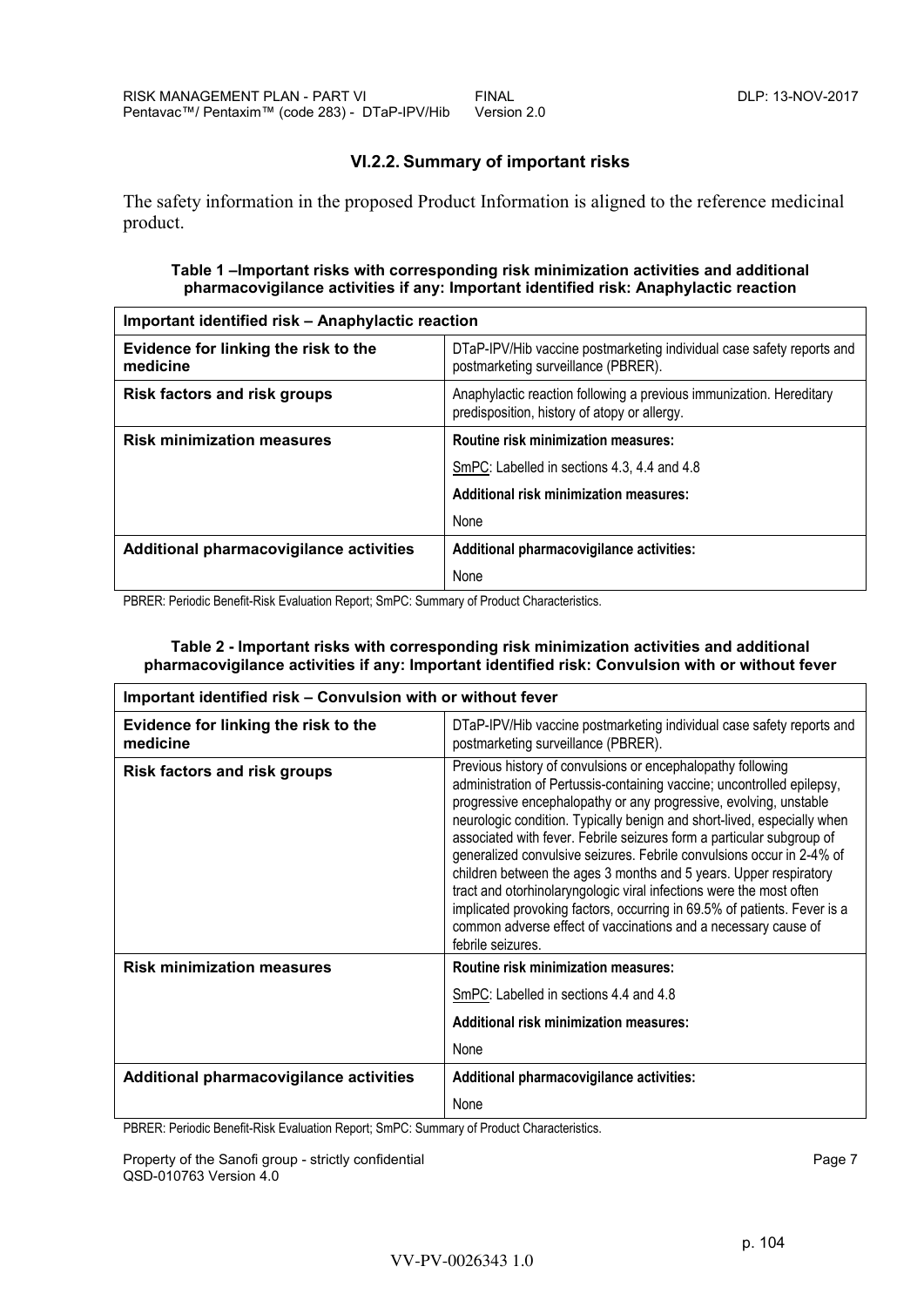### VI.2.2. Summary of important risks

The safety information in the proposed Product Information is aligned to the reference medicinal product.

**Table 1 –Important risks with corresponding risk minimization activities and additional pharmacovigilance activities if any: Important identified risk: Anaphylactic reaction**

| Important identified risk – Anaphylactic reaction | |
|---|---|
| **Evidence for linking the risk to the medicine** | DTaP-IPV/Hib vaccine postmarketing individual case safety reports and postmarketing surveillance (PBRER). |
| **Risk factors and risk groups** | Anaphylactic reaction following a previous immunization. Hereditary predisposition, history of atopy or allergy. |
| **Risk minimization measures** | **Routine risk minimization measures:**<br>SmPC: Labelled in sections 4.3, 4.4 and 4.8<br>**Additional risk minimization measures:**<br>None |
| **Additional pharmacovigilance activities** | **Additional pharmacovigilance activities:**<br>None |

PBRER: Periodic Benefit-Risk Evaluation Report; SmPC: Summary of Product Characteristics.

**Table 2 - Important risks with corresponding risk minimization activities and additional pharmacovigilance activities if any: Important identified risk: Convulsion with or without fever**

| Important identified risk – Convulsion with or without fever | |
|---|---|
| **Evidence for linking the risk to the medicine** | DTaP-IPV/Hib vaccine postmarketing individual case safety reports and postmarketing surveillance (PBRER). |
| **Risk factors and risk groups** | Previous history of convulsions or encephalopathy following administration of Pertussis-containing vaccine; uncontrolled epilepsy, progressive encephalopathy or any progressive, evolving, unstable neurologic condition. Typically benign and short-lived, especially when associated with fever. Febrile seizures form a particular subgroup of generalized convulsive seizures. Febrile convulsions occur in 2-4% of children between the ages 3 months and 5 years. Upper respiratory tract and otorhinolaryngologic viral infections were the most often implicated provoking factors, occurring in 69.5% of patients. Fever is a common adverse effect of vaccinations and a necessary cause of febrile seizures. |
| **Risk minimization measures** | **Routine risk minimization measures:**<br>SmPC: Labelled in sections 4.4 and 4.8<br>**Additional risk minimization measures:**<br>None |
| **Additional pharmacovigilance activities** | **Additional pharmacovigilance activities:**<br>None |

PBRER: Periodic Benefit-Risk Evaluation Report; SmPC: Summary of Product Characteristics.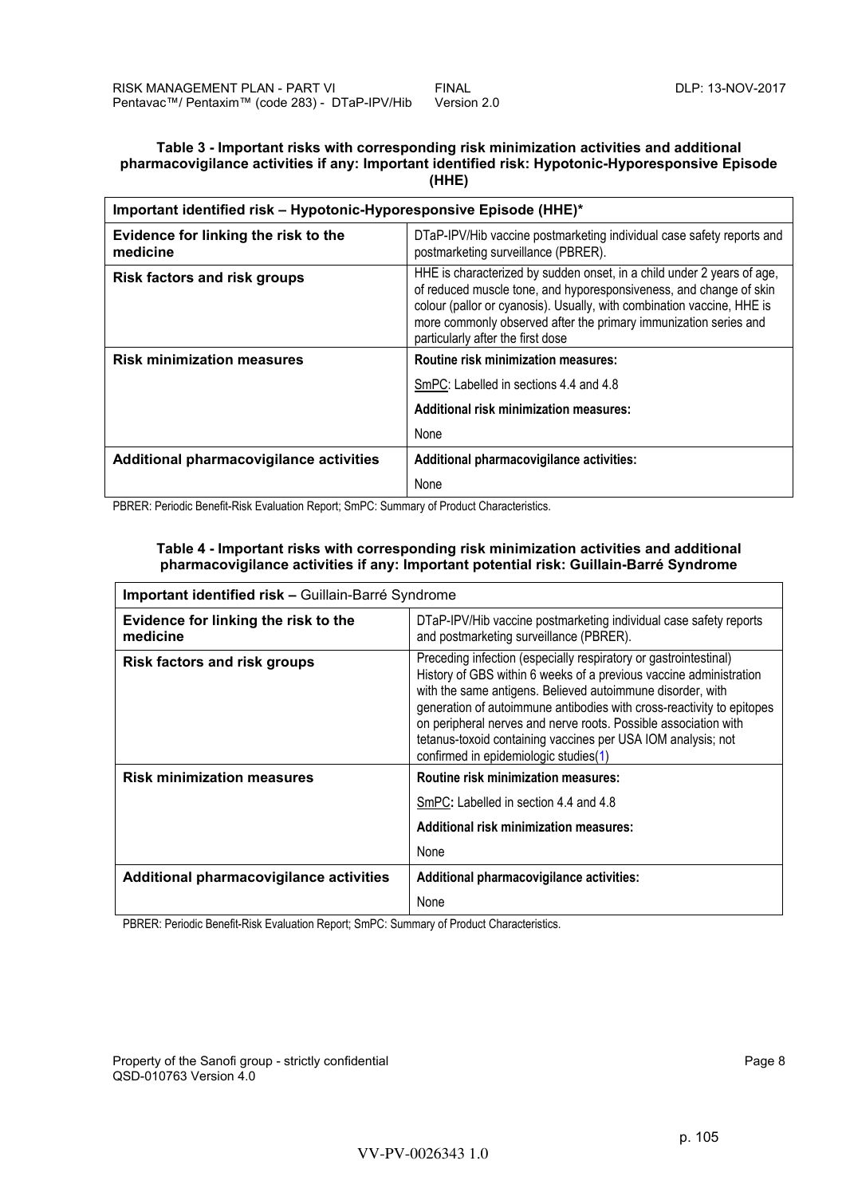**Table 3 - Important risks with corresponding risk minimization activities and additional pharmacovigilance activities if any: Important identified risk: Hypotonic-Hyporesponsive Episode (HHE)**

| **Important identified risk – Hypotonic-Hyporesponsive Episode (HHE)*** | |
|---|---|
| **Evidence for linking the risk to the medicine** | DTaP-IPV/Hib vaccine postmarketing individual case safety reports and postmarketing surveillance (PBRER). |
| **Risk factors and risk groups** | HHE is characterized by sudden onset, in a child under 2 years of age, of reduced muscle tone, and hyporesponsiveness, and change of skin colour (pallor or cyanosis). Usually, with combination vaccine, HHE is more commonly observed after the primary immunization series and particularly after the first dose |
| **Risk minimization measures** | **Routine risk minimization measures:**<br>SmPC: Labelled in sections 4.4 and 4.8<br>**Additional risk minimization measures:**<br>None |
| **Additional pharmacovigilance activities** | **Additional pharmacovigilance activities:**<br>None |

PBRER: Periodic Benefit-Risk Evaluation Report; SmPC: Summary of Product Characteristics.

**Table 4 - Important risks with corresponding risk minimization activities and additional pharmacovigilance activities if any: Important potential risk: Guillain-Barré Syndrome**

| **Important identified risk –** Guillain-Barré Syndrome | |
|---|---|
| **Evidence for linking the risk to the medicine** | DTaP-IPV/Hib vaccine postmarketing individual case safety reports and postmarketing surveillance (PBRER). |
| **Risk factors and risk groups** | Preceding infection (especially respiratory or gastrointestinal) History of GBS within 6 weeks of a previous vaccine administration with the same antigens. Believed autoimmune disorder, with generation of autoimmune antibodies with cross-reactivity to epitopes on peripheral nerves and nerve roots. Possible association with tetanus-toxoid containing vaccines per USA IOM analysis; not confirmed in epidemiologic studies(1) |
| **Risk minimization measures** | **Routine risk minimization measures:**<br>SmPC**:** Labelled in section 4.4 and 4.8<br>**Additional risk minimization measures:**<br>None |
| **Additional pharmacovigilance activities** | **Additional pharmacovigilance activities:**<br>None |

PBRER: Periodic Benefit-Risk Evaluation Report; SmPC: Summary of Product Characteristics.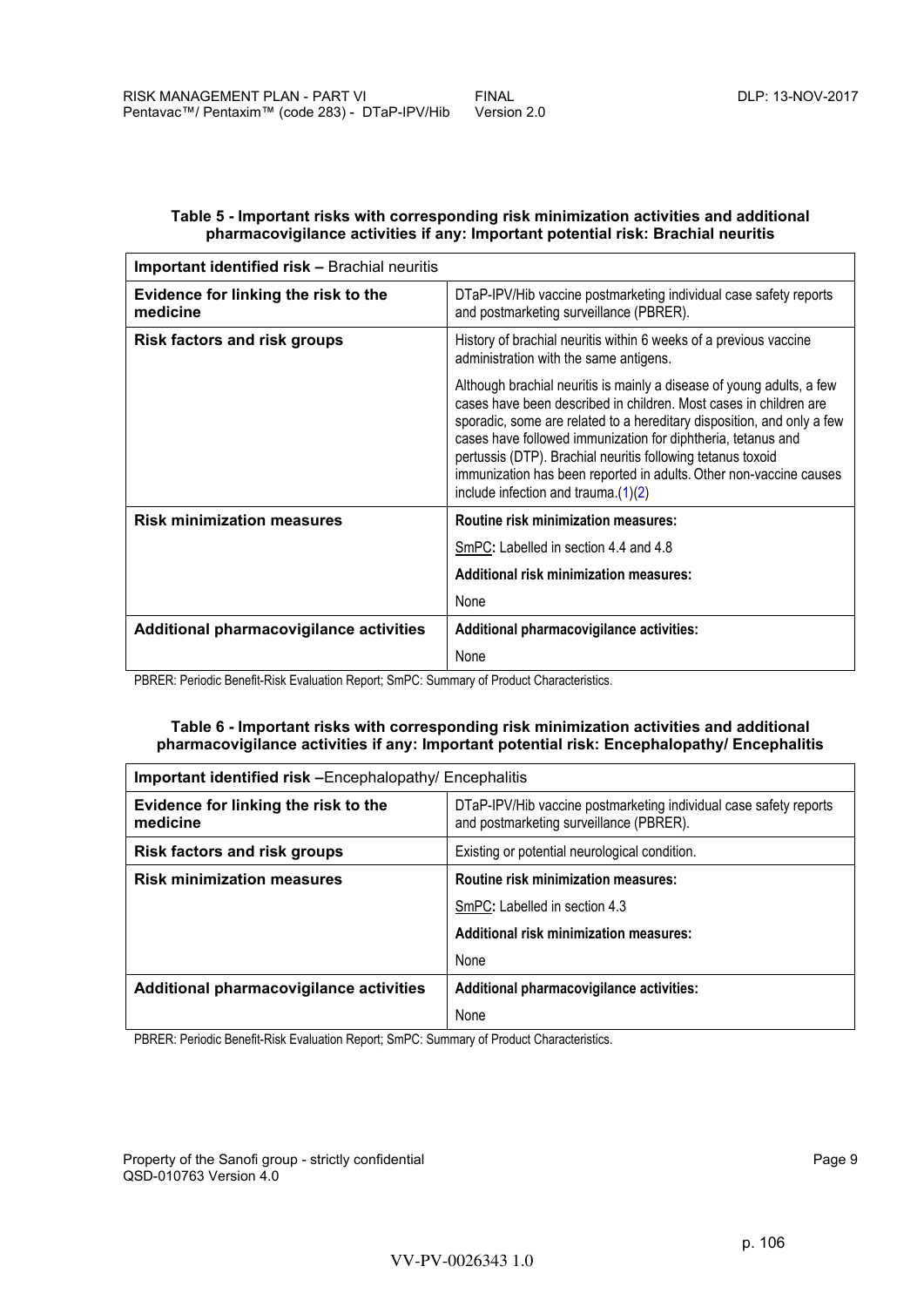**Table 5 - Important risks with corresponding risk minimization activities and additional pharmacovigilance activities if any: Important potential risk: Brachial neuritis**

| **Important identified risk –** Brachial neuritis | |
|---|---|
| **Evidence for linking the risk to the medicine** | DTaP-IPV/Hib vaccine postmarketing individual case safety reports and postmarketing surveillance (PBRER). |
| **Risk factors and risk groups** | History of brachial neuritis within 6 weeks of a previous vaccine administration with the same antigens.<br><br>Although brachial neuritis is mainly a disease of young adults, a few cases have been described in children. Most cases in children are sporadic, some are related to a hereditary disposition, and only a few cases have followed immunization for diphtheria, tetanus and pertussis (DTP). Brachial neuritis following tetanus toxoid immunization has been reported in adults. Other non-vaccine causes include infection and trauma.(1)(2) |
| **Risk minimization measures** | **Routine risk minimization measures:**<br><br>SmPC**:** Labelled in section 4.4 and 4.8<br><br>**Additional risk minimization measures:**<br><br>None |
| **Additional pharmacovigilance activities** | **Additional pharmacovigilance activities:**<br><br>None |

PBRER: Periodic Benefit-Risk Evaluation Report; SmPC: Summary of Product Characteristics.

**Table 6 - Important risks with corresponding risk minimization activities and additional pharmacovigilance activities if any: Important potential risk: Encephalopathy/ Encephalitis**

| **Important identified risk –**Encephalopathy/ Encephalitis | |
|---|---|
| **Evidence for linking the risk to the medicine** | DTaP-IPV/Hib vaccine postmarketing individual case safety reports and postmarketing surveillance (PBRER). |
| **Risk factors and risk groups** | Existing or potential neurological condition. |
| **Risk minimization measures** | **Routine risk minimization measures:**<br><br>SmPC**:** Labelled in section 4.3<br><br>**Additional risk minimization measures:**<br><br>None |
| **Additional pharmacovigilance activities** | **Additional pharmacovigilance activities:**<br><br>None |

PBRER: Periodic Benefit-Risk Evaluation Report; SmPC: Summary of Product Characteristics.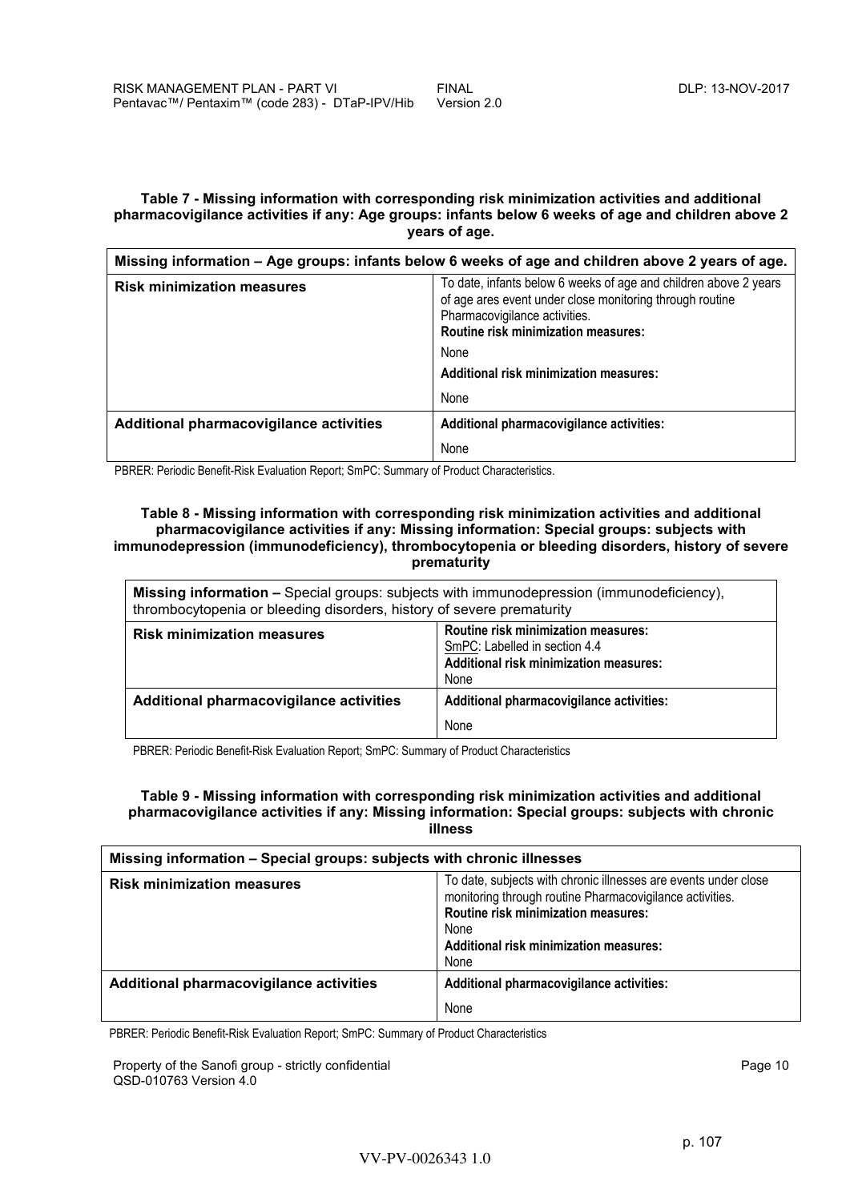**Table 7 - Missing information with corresponding risk minimization activities and additional pharmacovigilance activities if any: Age groups: infants below 6 weeks of age and children above 2 years of age.**

| Missing information – Age groups: infants below 6 weeks of age and children above 2 years of age. | |
|---|---|
| **Risk minimization measures** | To date, infants below 6 weeks of age and children above 2 years of age ares event under close monitoring through routine Pharmacovigilance activities.<br>**Routine risk minimization measures:**<br>None<br>**Additional risk minimization measures:**<br>None |
| **Additional pharmacovigilance activities** | **Additional pharmacovigilance activities:**<br>None |

PBRER: Periodic Benefit-Risk Evaluation Report; SmPC: Summary of Product Characteristics.

**Table 8 - Missing information with corresponding risk minimization activities and additional pharmacovigilance activities if any: Missing information: Special groups: subjects with immunodepression (immunodeficiency), thrombocytopenia or bleeding disorders, history of severe prematurity**

| **Missing information –** Special groups: subjects with immunodepression (immunodeficiency), thrombocytopenia or bleeding disorders, history of severe prematurity | |
|---|---|
| **Risk minimization measures** | **Routine risk minimization measures:**<br>SmPC: Labelled in section 4.4<br>**Additional risk minimization measures:**<br>None |
| **Additional pharmacovigilance activities** | **Additional pharmacovigilance activities:**<br>None |

PBRER: Periodic Benefit-Risk Evaluation Report; SmPC: Summary of Product Characteristics

**Table 9 - Missing information with corresponding risk minimization activities and additional pharmacovigilance activities if any: Missing information: Special groups: subjects with chronic illness**

| Missing information – Special groups: subjects with chronic illnesses | |
|---|---|
| **Risk minimization measures** | To date, subjects with chronic illnesses are events under close monitoring through routine Pharmacovigilance activities.<br>**Routine risk minimization measures:**<br>None<br>**Additional risk minimization measures:**<br>None |
| **Additional pharmacovigilance activities** | **Additional pharmacovigilance activities:**<br>None |

PBRER: Periodic Benefit-Risk Evaluation Report; SmPC: Summary of Product Characteristics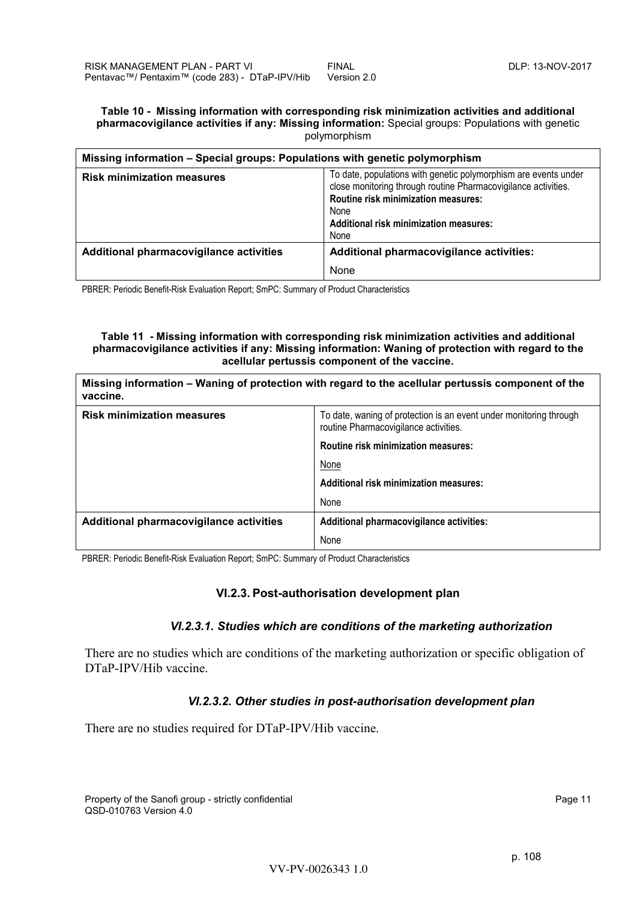**Table 10 - Missing information with corresponding risk minimization activities and additional pharmacovigilance activities if any: Missing information:** Special groups: Populations with genetic polymorphism

| Missing information – Special groups: Populations with genetic polymorphism | |
|---|---|
| **Risk minimization measures** | To date, populations with genetic polymorphism are events under close monitoring through routine Pharmacovigilance activities.<br>**Routine risk minimization measures:**<br>None<br>**Additional risk minimization measures:**<br>None |
| **Additional pharmacovigilance activities** | **Additional pharmacovigilance activities:**<br>None |

PBRER: Periodic Benefit-Risk Evaluation Report; SmPC: Summary of Product Characteristics

**Table 11 - Missing information with corresponding risk minimization activities and additional pharmacovigilance activities if any: Missing information: Waning of protection with regard to the acellular pertussis component of the vaccine.**

| Missing information – Waning of protection with regard to the acellular pertussis component of the vaccine. | |
|---|---|
| **Risk minimization measures** | To date, waning of protection is an event under monitoring through routine Pharmacovigilance activities.<br>**Routine risk minimization measures:**<br>None<br>**Additional risk minimization measures:**<br>None |
| **Additional pharmacovigilance activities** | **Additional pharmacovigilance activities:**<br>None |

PBRER: Periodic Benefit-Risk Evaluation Report; SmPC: Summary of Product Characteristics

## VI.2.3. Post-authorisation development plan

### *VI.2.3.1. Studies which are conditions of the marketing authorization*

There are no studies which are conditions of the marketing authorization or specific obligation of DTaP-IPV/Hib vaccine.

### *VI.2.3.2. Other studies in post-authorisation development plan*

There are no studies required for DTaP-IPV/Hib vaccine.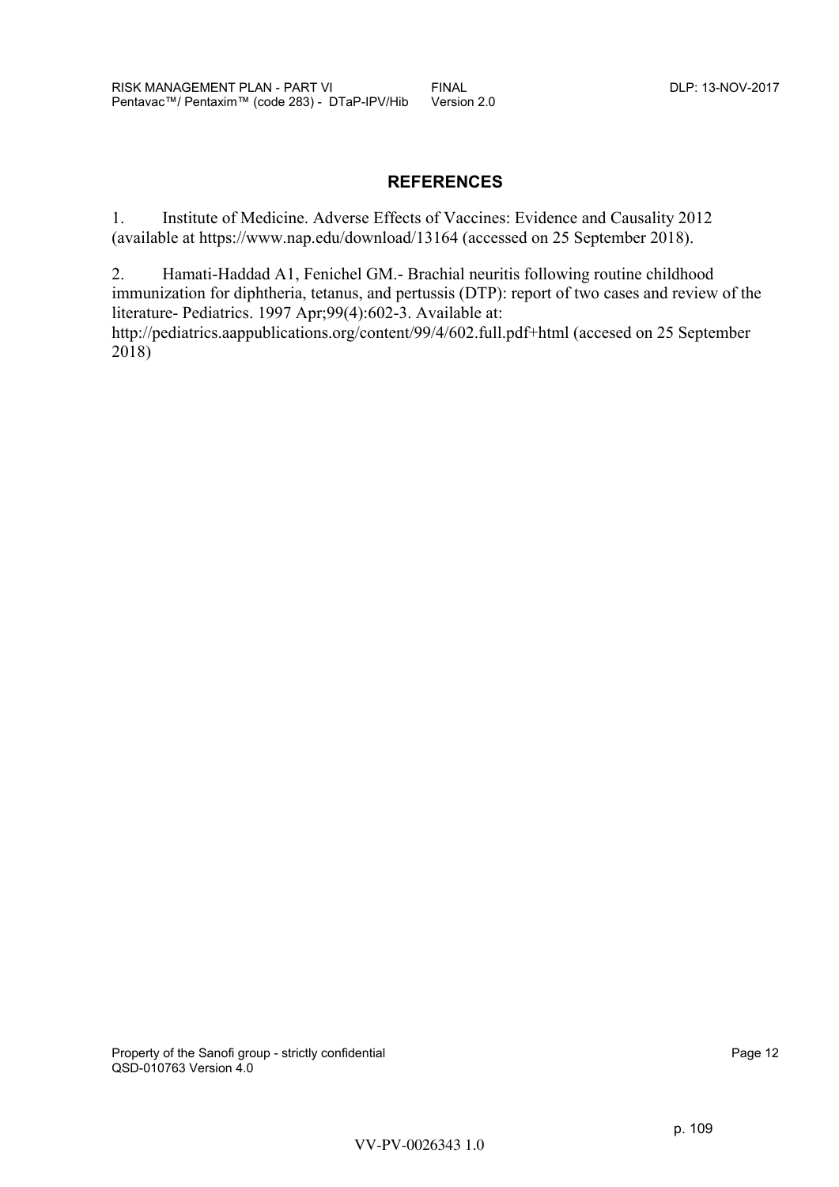## REFERENCES

1. Institute of Medicine. Adverse Effects of Vaccines: Evidence and Causality 2012 (available at https://www.nap.edu/download/13164 (accessed on 25 September 2018).

2. Hamati-Haddad A1, Fenichel GM.- Brachial neuritis following routine childhood immunization for diphtheria, tetanus, and pertussis (DTP): report of two cases and review of the literature- Pediatrics. 1997 Apr;99(4):602-3. Available at: http://pediatrics.aappublications.org/content/99/4/602.full.pdf+html (accesed on 25 September 2018)